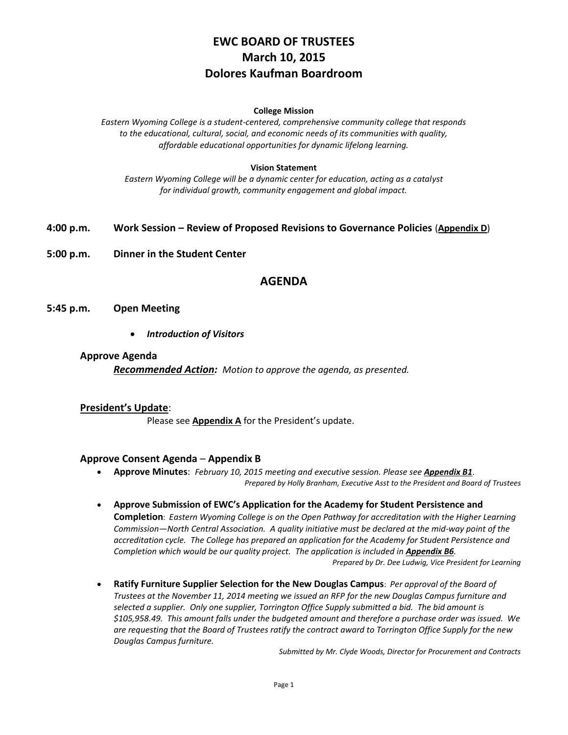# EWC BOARD OF TRUSTEES
# March 10, 2015
# Dolores Kaufman Boardroom

**College Mission**

*Eastern Wyoming College is a student-centered, comprehensive community college that responds to the educational, cultural, social, and economic needs of its communities with quality, affordable educational opportunities for dynamic lifelong learning.*

**Vision Statement**

*Eastern Wyoming College will be a dynamic center for education, acting as a catalyst for individual growth, community engagement and global impact.*

**4:00 p.m.  Work Session – Review of Proposed Revisions to Governance Policies** (**Appendix D**)

**5:00 p.m.  Dinner in the Student Center**

## AGENDA

**5:45 p.m.  Open Meeting**

- ***Introduction of Visitors***

### Approve Agenda

***Recommended Action:*** *Motion to approve the agenda, as presented.*

### President's Update:

Please see **Appendix A** for the President's update.

### Approve Consent Agenda – Appendix B

- **Approve Minutes**: *February 10, 2015 meeting and executive session. Please see **Appendix B1**.*
  *Prepared by Holly Branham, Executive Asst to the President and Board of Trustees*

- **Approve Submission of EWC's Application for the Academy for Student Persistence and Completion**: *Eastern Wyoming College is on the Open Pathway for accreditation with the Higher Learning Commission—North Central Association. A quality initiative must be declared at the mid-way point of the accreditation cycle. The College has prepared an application for the Academy for Student Persistence and Completion which would be our quality project. The application is included in **Appendix B6**.*
  *Prepared by Dr. Dee Ludwig, Vice President for Learning*

- **Ratify Furniture Supplier Selection for the New Douglas Campus**: *Per approval of the Board of Trustees at the November 11, 2014 meeting we issued an RFP for the new Douglas Campus furniture and selected a supplier. Only one supplier, Torrington Office Supply submitted a bid. The bid amount is $105,958.49. This amount falls under the budgeted amount and therefore a purchase order was issued. We are requesting that the Board of Trustees ratify the contract award to Torrington Office Supply for the new Douglas Campus furniture.*
  *Submitted by Mr. Clyde Woods, Director for Procurement and Contracts*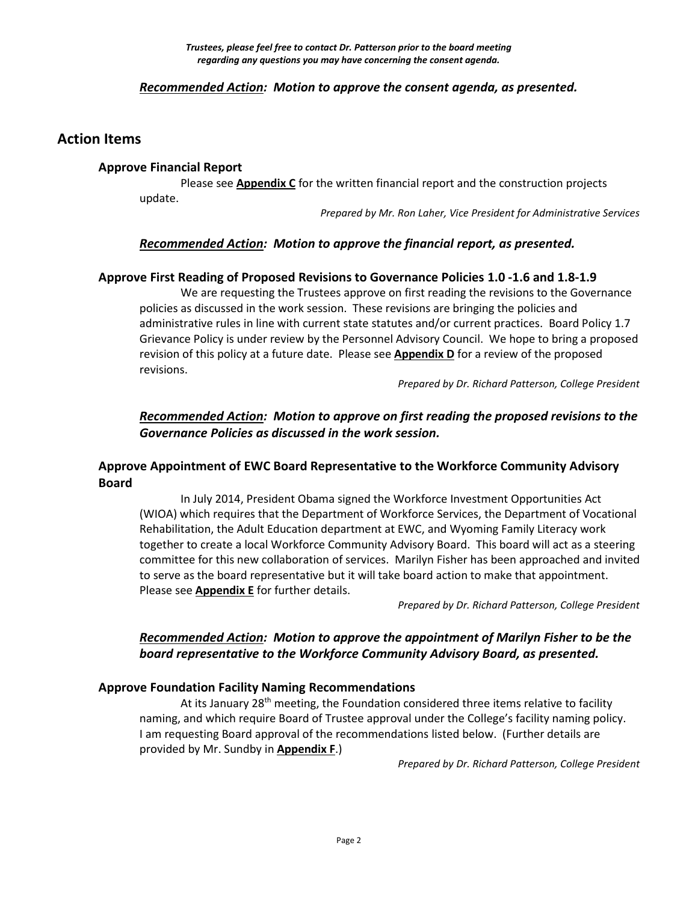***Trustees, please feel free to contact Dr. Patterson prior to the board meeting regarding any questions you may have concerning the consent agenda.***

***Recommended Action**: Motion to approve the consent agenda, as presented.*

## Action Items

### Approve Financial Report

Please see **Appendix C** for the written financial report and the construction projects update.

*Prepared by Mr. Ron Laher, Vice President for Administrative Services*

***Recommended Action**: Motion to approve the financial report, as presented.*

### Approve First Reading of Proposed Revisions to Governance Policies 1.0 -1.6 and 1.8-1.9

We are requesting the Trustees approve on first reading the revisions to the Governance policies as discussed in the work session. These revisions are bringing the policies and administrative rules in line with current state statutes and/or current practices. Board Policy 1.7 Grievance Policy is under review by the Personnel Advisory Council. We hope to bring a proposed revision of this policy at a future date. Please see **Appendix D** for a review of the proposed revisions.

*Prepared by Dr. Richard Patterson, College President*

***Recommended Action**: Motion to approve on first reading the proposed revisions to the Governance Policies as discussed in the work session.*

### Approve Appointment of EWC Board Representative to the Workforce Community Advisory Board

In July 2014, President Obama signed the Workforce Investment Opportunities Act (WIOA) which requires that the Department of Workforce Services, the Department of Vocational Rehabilitation, the Adult Education department at EWC, and Wyoming Family Literacy work together to create a local Workforce Community Advisory Board. This board will act as a steering committee for this new collaboration of services. Marilyn Fisher has been approached and invited to serve as the board representative but it will take board action to make that appointment. Please see **Appendix E** for further details.

*Prepared by Dr. Richard Patterson, College President*

***Recommended Action**: Motion to approve the appointment of Marilyn Fisher to be the board representative to the Workforce Community Advisory Board, as presented.*

### Approve Foundation Facility Naming Recommendations

At its January 28th meeting, the Foundation considered three items relative to facility naming, and which require Board of Trustee approval under the College's facility naming policy. I am requesting Board approval of the recommendations listed below. (Further details are provided by Mr. Sundby in **Appendix F**.)

*Prepared by Dr. Richard Patterson, College President*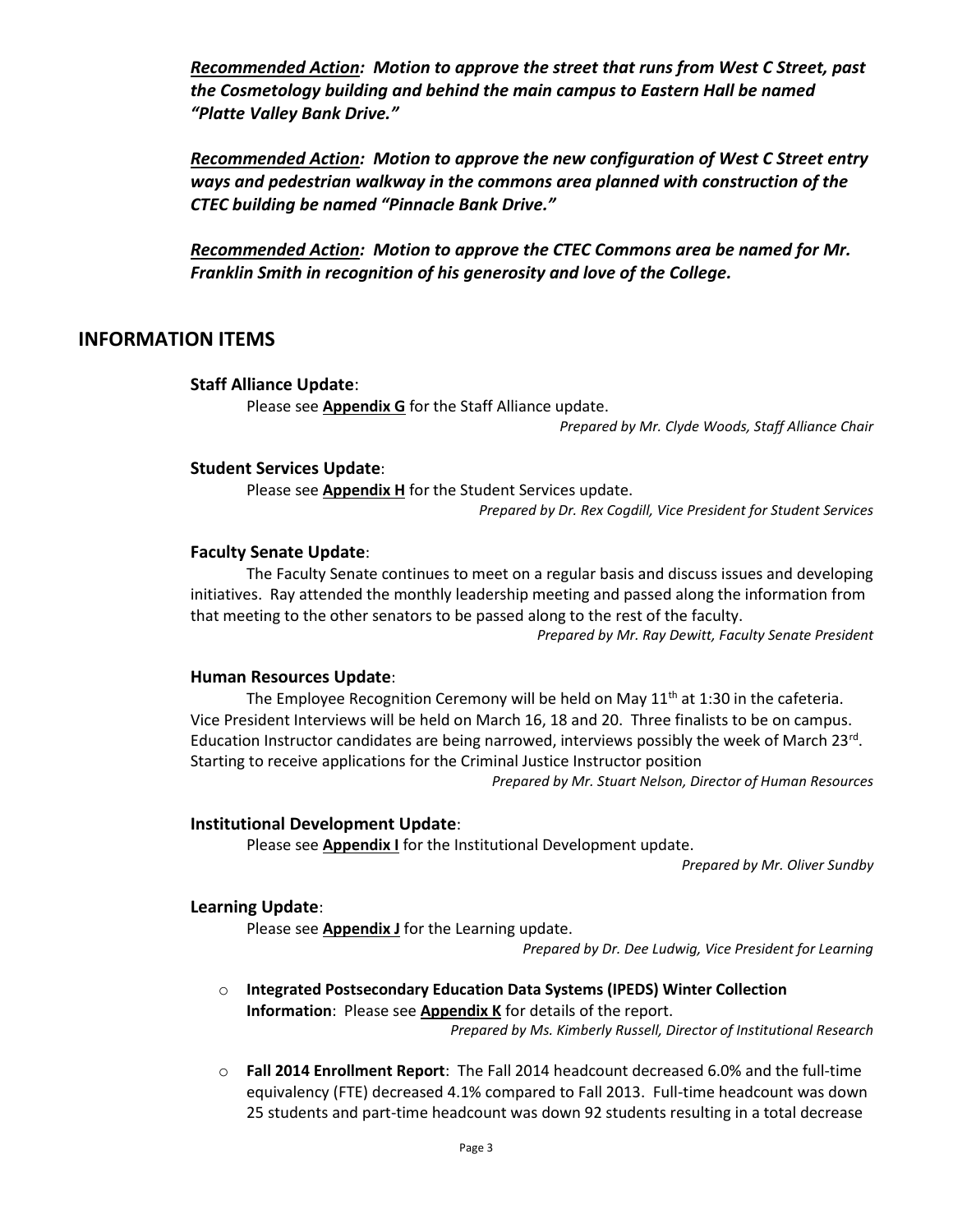***Recommended Action**: Motion to approve the street that runs from West C Street, past the Cosmetology building and behind the main campus to Eastern Hall be named "Platte Valley Bank Drive."*

***Recommended Action**: Motion to approve the new configuration of West C Street entry ways and pedestrian walkway in the commons area planned with construction of the CTEC building be named "Pinnacle Bank Drive."*

***Recommended Action**: Motion to approve the CTEC Commons area be named for Mr. Franklin Smith in recognition of his generosity and love of the College.*

## INFORMATION ITEMS

**Staff Alliance Update**:

Please see **Appendix G** for the Staff Alliance update.

*Prepared by Mr. Clyde Woods, Staff Alliance Chair*

**Student Services Update**:

Please see **Appendix H** for the Student Services update.

*Prepared by Dr. Rex Cogdill, Vice President for Student Services*

**Faculty Senate Update**:

The Faculty Senate continues to meet on a regular basis and discuss issues and developing initiatives. Ray attended the monthly leadership meeting and passed along the information from that meeting to the other senators to be passed along to the rest of the faculty.

*Prepared by Mr. Ray Dewitt, Faculty Senate President*

**Human Resources Update**:

The Employee Recognition Ceremony will be held on May 11th at 1:30 in the cafeteria. Vice President Interviews will be held on March 16, 18 and 20. Three finalists to be on campus. Education Instructor candidates are being narrowed, interviews possibly the week of March 23rd. Starting to receive applications for the Criminal Justice Instructor position

*Prepared by Mr. Stuart Nelson, Director of Human Resources*

**Institutional Development Update**:

Please see **Appendix I** for the Institutional Development update.

*Prepared by Mr. Oliver Sundby*

**Learning Update**:

Please see **Appendix J** for the Learning update.

*Prepared by Dr. Dee Ludwig, Vice President for Learning*

- **Integrated Postsecondary Education Data Systems (IPEDS) Winter Collection Information**: Please see **Appendix K** for details of the report.

  *Prepared by Ms. Kimberly Russell, Director of Institutional Research*

- **Fall 2014 Enrollment Report**: The Fall 2014 headcount decreased 6.0% and the full-time equivalency (FTE) decreased 4.1% compared to Fall 2013. Full-time headcount was down 25 students and part-time headcount was down 92 students resulting in a total decrease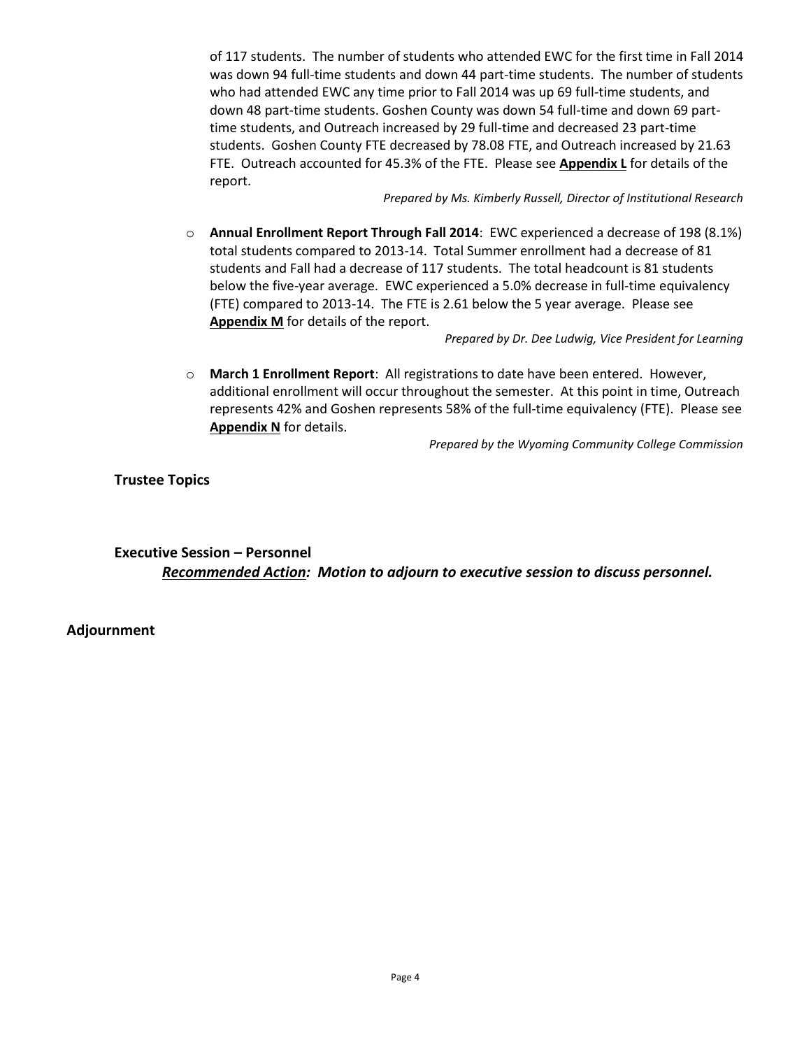of 117 students. The number of students who attended EWC for the first time in Fall 2014 was down 94 full-time students and down 44 part-time students. The number of students who had attended EWC any time prior to Fall 2014 was up 69 full-time students, and down 48 part-time students. Goshen County was down 54 full-time and down 69 part-time students, and Outreach increased by 29 full-time and decreased 23 part-time students. Goshen County FTE decreased by 78.08 FTE, and Outreach increased by 21.63 FTE. Outreach accounted for 45.3% of the FTE. Please see **Appendix L** for details of the report.

*Prepared by Ms. Kimberly Russell, Director of Institutional Research*

- **Annual Enrollment Report Through Fall 2014**: EWC experienced a decrease of 198 (8.1%) total students compared to 2013-14. Total Summer enrollment had a decrease of 81 students and Fall had a decrease of 117 students. The total headcount is 81 students below the five-year average. EWC experienced a 5.0% decrease in full-time equivalency (FTE) compared to 2013-14. The FTE is 2.61 below the 5 year average. Please see **Appendix M** for details of the report.

  *Prepared by Dr. Dee Ludwig, Vice President for Learning*

- **March 1 Enrollment Report**: All registrations to date have been entered. However, additional enrollment will occur throughout the semester. At this point in time, Outreach represents 42% and Goshen represents 58% of the full-time equivalency (FTE). Please see **Appendix N** for details.

  *Prepared by the Wyoming Community College Commission*

**Trustee Topics**

**Executive Session – Personnel**

***Recommended Action:* *Motion to adjourn to executive session to discuss personnel.***

**Adjournment**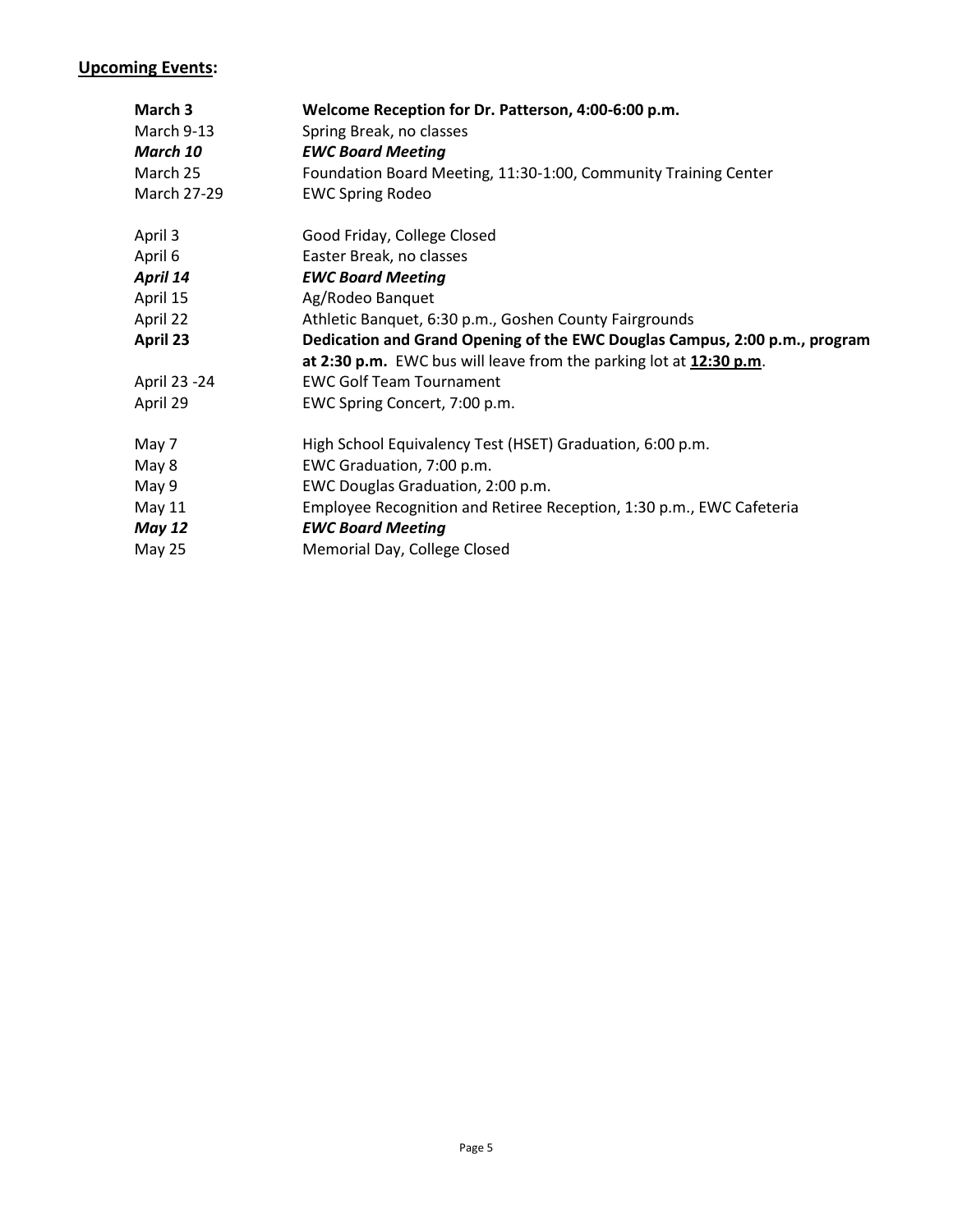**<u>Upcoming Events</u>:**

| | |
|---|---|
| **March 3** | **Welcome Reception for Dr. Patterson, 4:00-6:00 p.m.** |
| March 9-13 | Spring Break, no classes |
| ***March 10*** | ***EWC Board Meeting*** |
| March 25 | Foundation Board Meeting, 11:30-1:00, Community Training Center |
| March 27-29 | EWC Spring Rodeo |
| | |
| April 3 | Good Friday, College Closed |
| April 6 | Easter Break, no classes |
| ***April 14*** | ***EWC Board Meeting*** |
| April 15 | Ag/Rodeo Banquet |
| April 22 | Athletic Banquet, 6:30 p.m., Goshen County Fairgrounds |
| **April 23** | **Dedication and Grand Opening of the EWC Douglas Campus, 2:00 p.m., program at 2:30 p.m.** EWC bus will leave from the parking lot at **<u>12:30 p.m</u>**. |
| April 23 -24 | EWC Golf Team Tournament |
| April 29 | EWC Spring Concert, 7:00 p.m. |
| | |
| May 7 | High School Equivalency Test (HSET) Graduation, 6:00 p.m. |
| May 8 | EWC Graduation, 7:00 p.m. |
| May 9 | EWC Douglas Graduation, 2:00 p.m. |
| May 11 | Employee Recognition and Retiree Reception, 1:30 p.m., EWC Cafeteria |
| ***May 12*** | ***EWC Board Meeting*** |
| May 25 | Memorial Day, College Closed |